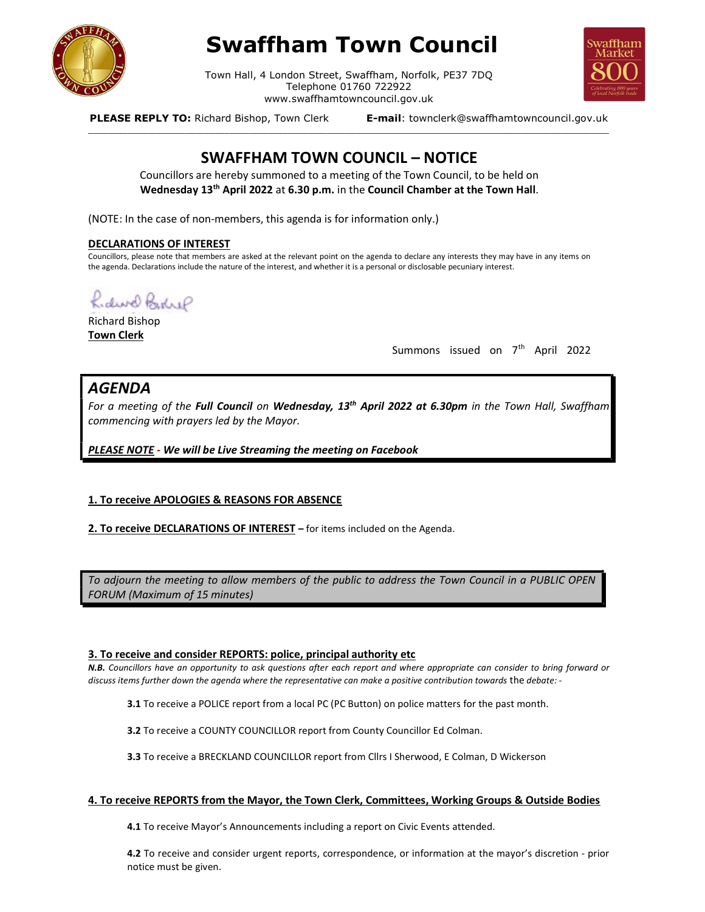# Swaffham Town Council

Town Hall, 4 London Street, Swaffham, Norfolk, PE37 7DQ
Telephone 01760 722922
www.swaffhamtowncouncil.gov.uk

**PLEASE REPLY TO:** Richard Bishop, Town Clerk **E-mail**: townclerk@swaffhamtowncouncil.gov.uk

---

## SWAFFHAM TOWN COUNCIL – NOTICE

Councillors are hereby summoned to a meeting of the Town Council, to be held on **Wednesday 13th April 2022** at **6.30 p.m.** in the **Council Chamber at the Town Hall**.

(NOTE: In the case of non-members, this agenda is for information only.)

**DECLARATIONS OF INTEREST**

Councillors, please note that members are asked at the relevant point on the agenda to declare any interests they may have in any items on the agenda. Declarations include the nature of the interest, and whether it is a personal or disclosable pecuniary interest.

Richard Bishop
**Town Clerk**

Summons issued on 7th April 2022

## *AGENDA*

*For a meeting of the **Full Council** on **Wednesday, 13th April 2022 at 6.30pm** in the Town Hall, Swaffham commencing with prayers led by the Mayor.*

***PLEASE NOTE - We will be Live Streaming the meeting on Facebook***

**1. To receive APOLOGIES & REASONS FOR ABSENCE**

**2. To receive DECLARATIONS OF INTEREST –** for items included on the Agenda.

*To adjourn the meeting to allow members of the public to address the Town Council in a PUBLIC OPEN FORUM (Maximum of 15 minutes)*

**3. To receive and consider REPORTS: police, principal authority etc**

***N.B.** Councillors have an opportunity to ask questions after each report and where appropriate can consider to bring forward or discuss items further down the agenda where the representative can make a positive contribution towards* the *debate: -*

**3.1** To receive a POLICE report from a local PC (PC Button) on police matters for the past month.

**3.2** To receive a COUNTY COUNCILLOR report from County Councillor Ed Colman.

**3.3** To receive a BRECKLAND COUNCILLOR report from Cllrs I Sherwood, E Colman, D Wickerson

**4. To receive REPORTS from the Mayor, the Town Clerk, Committees, Working Groups & Outside Bodies**

**4.1** To receive Mayor's Announcements including a report on Civic Events attended.

**4.2** To receive and consider urgent reports, correspondence, or information at the mayor's discretion - prior notice must be given.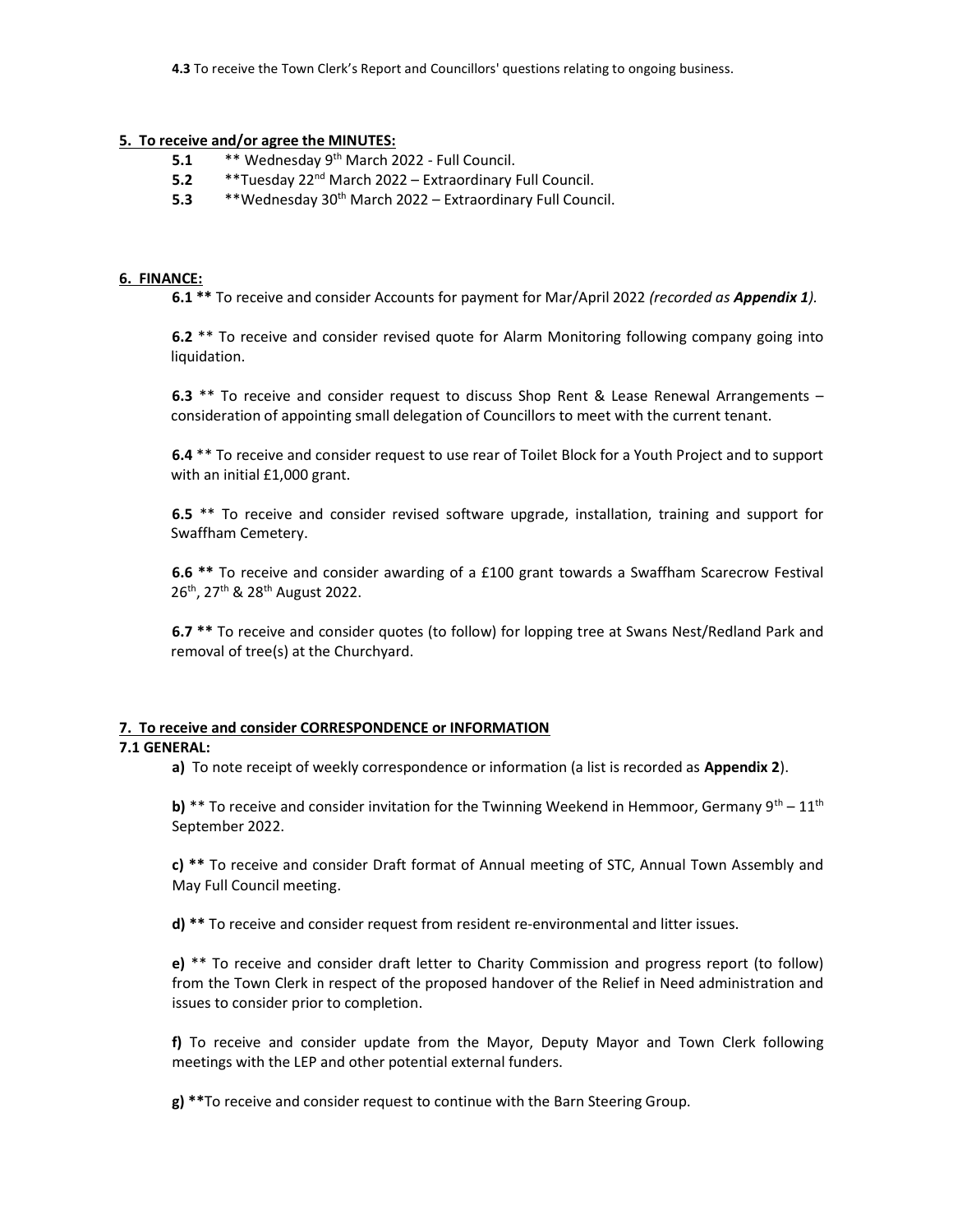**4.3** To receive the Town Clerk's Report and Councillors' questions relating to ongoing business.

## 5. To receive and/or agree the MINUTES:

**5.1** ** Wednesday 9th March 2022 - Full Council.

**5.2** **Tuesday 22nd March 2022 – Extraordinary Full Council.

**5.3** **Wednesday 30th March 2022 – Extraordinary Full Council.

## 6. FINANCE:

**6.1 **** To receive and consider Accounts for payment for Mar/April 2022 *(recorded as **Appendix 1**).*

**6.2** ** To receive and consider revised quote for Alarm Monitoring following company going into liquidation.

**6.3** ** To receive and consider request to discuss Shop Rent & Lease Renewal Arrangements – consideration of appointing small delegation of Councillors to meet with the current tenant.

**6.4** ** To receive and consider request to use rear of Toilet Block for a Youth Project and to support with an initial £1,000 grant.

**6.5** ** To receive and consider revised software upgrade, installation, training and support for Swaffham Cemetery.

**6.6 **** To receive and consider awarding of a £100 grant towards a Swaffham Scarecrow Festival 26th, 27th & 28th August 2022.

**6.7 **** To receive and consider quotes (to follow) for lopping tree at Swans Nest/Redland Park and removal of tree(s) at the Churchyard.

## 7. To receive and consider CORRESPONDENCE or INFORMATION

### 7.1 GENERAL:

**a)** To note receipt of weekly correspondence or information (a list is recorded as **Appendix 2**).

**b)** ** To receive and consider invitation for the Twinning Weekend in Hemmoor, Germany 9th – 11th September 2022.

**c) **** To receive and consider Draft format of Annual meeting of STC, Annual Town Assembly and May Full Council meeting.

**d) **** To receive and consider request from resident re-environmental and litter issues.

**e)** ** To receive and consider draft letter to Charity Commission and progress report (to follow) from the Town Clerk in respect of the proposed handover of the Relief in Need administration and issues to consider prior to completion.

**f)** To receive and consider update from the Mayor, Deputy Mayor and Town Clerk following meetings with the LEP and other potential external funders.

**g) ****To receive and consider request to continue with the Barn Steering Group.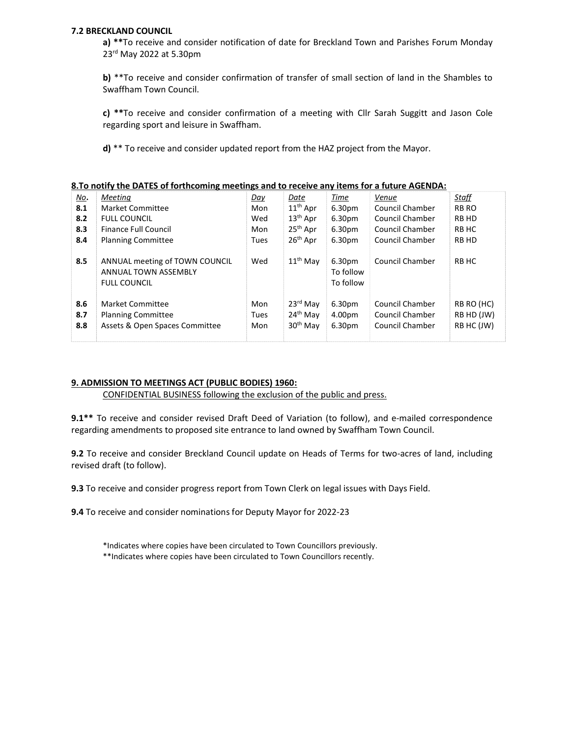**7.2 BRECKLAND COUNCIL**

**a)** **To receive and consider notification of date for Breckland Town and Parishes Forum Monday 23rd May 2022 at 5.30pm

**b)** **To receive and consider confirmation of transfer of small section of land in the Shambles to Swaffham Town Council.

**c)** **To receive and consider confirmation of a meeting with Cllr Sarah Suggitt and Jason Cole regarding sport and leisure in Swaffham.

**d)** ** To receive and consider updated report from the HAZ project from the Mayor.

**8.To notify the DATES of forthcoming meetings and to receive any items for a future AGENDA:**

| *No.* | *Meeting* | *Day* | *Date* | *Time* | *Venue* | *Staff* |
|---|---|---|---|---|---|---|
| **8.1** | Market Committee | Mon | 11th Apr | 6.30pm | Council Chamber | RB RO |
| **8.2** | FULL COUNCIL | Wed | 13th Apr | 6.30pm | Council Chamber | RB HD |
| **8.3** | Finance Full Council | Mon | 25th Apr | 6.30pm | Council Chamber | RB HC |
| **8.4** | Planning Committee | Tues | 26th Apr | 6.30pm | Council Chamber | RB HD |
| **8.5** | ANNUAL meeting of TOWN COUNCIL<br>ANNUAL TOWN ASSEMBLY<br>FULL COUNCIL | Wed | 11th May | 6.30pm<br>To follow<br>To follow | Council Chamber | RB HC |
| **8.6** | Market Committee | Mon | 23rd May | 6.30pm | Council Chamber | RB RO (HC) |
| **8.7** | Planning Committee | Tues | 24th May | 4.00pm | Council Chamber | RB HD (JW) |
| **8.8** | Assets & Open Spaces Committee | Mon | 30th May | 6.30pm | Council Chamber | RB HC (JW) |

**9. ADMISSION TO MEETINGS ACT (PUBLIC BODIES) 1960:**

CONFIDENTIAL BUSINESS following the exclusion of the public and press.

**9.1**** To receive and consider revised Draft Deed of Variation (to follow), and e-mailed correspondence regarding amendments to proposed site entrance to land owned by Swaffham Town Council.

**9.2** To receive and consider Breckland Council update on Heads of Terms for two-acres of land, including revised draft (to follow).

**9.3** To receive and consider progress report from Town Clerk on legal issues with Days Field.

**9.4** To receive and consider nominations for Deputy Mayor for 2022-23

*Indicates where copies have been circulated to Town Councillors previously.

**Indicates where copies have been circulated to Town Councillors recently.